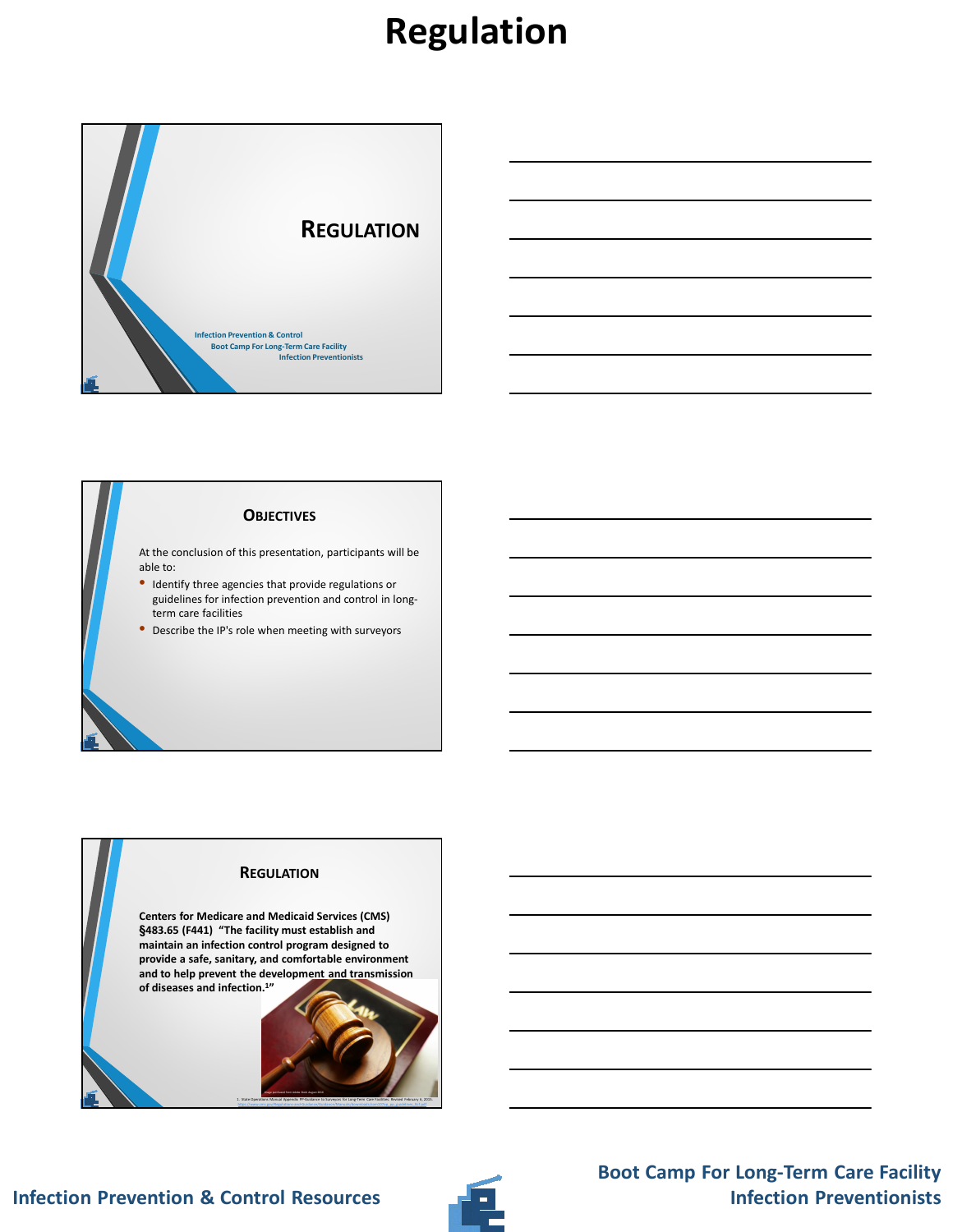# Regulation

## REGULATION

Infection Prevention & Control
Boot Camp For Long-Term Care Facility
Infection Preventionists

## OBJECTIVES

At the conclusion of this presentation, participants will be able to:

- Identify three agencies that provide regulations or guidelines for infection prevention and control in long-term care facilities
- Describe the IP's role when meeting with surveyors

## REGULATION

**Centers for Medicare and Medicaid Services (CMS) §483.65 (F441) "The facility must establish and maintain an infection control program designed to provide a safe, sanitary, and comfortable environment and to help prevent the development and transmission of diseases and infection.[1]"**

1. State Operations Manual Appendix PP Guidance to Surveyors for Long-Term Care Facilities. Revised February 6, 2015.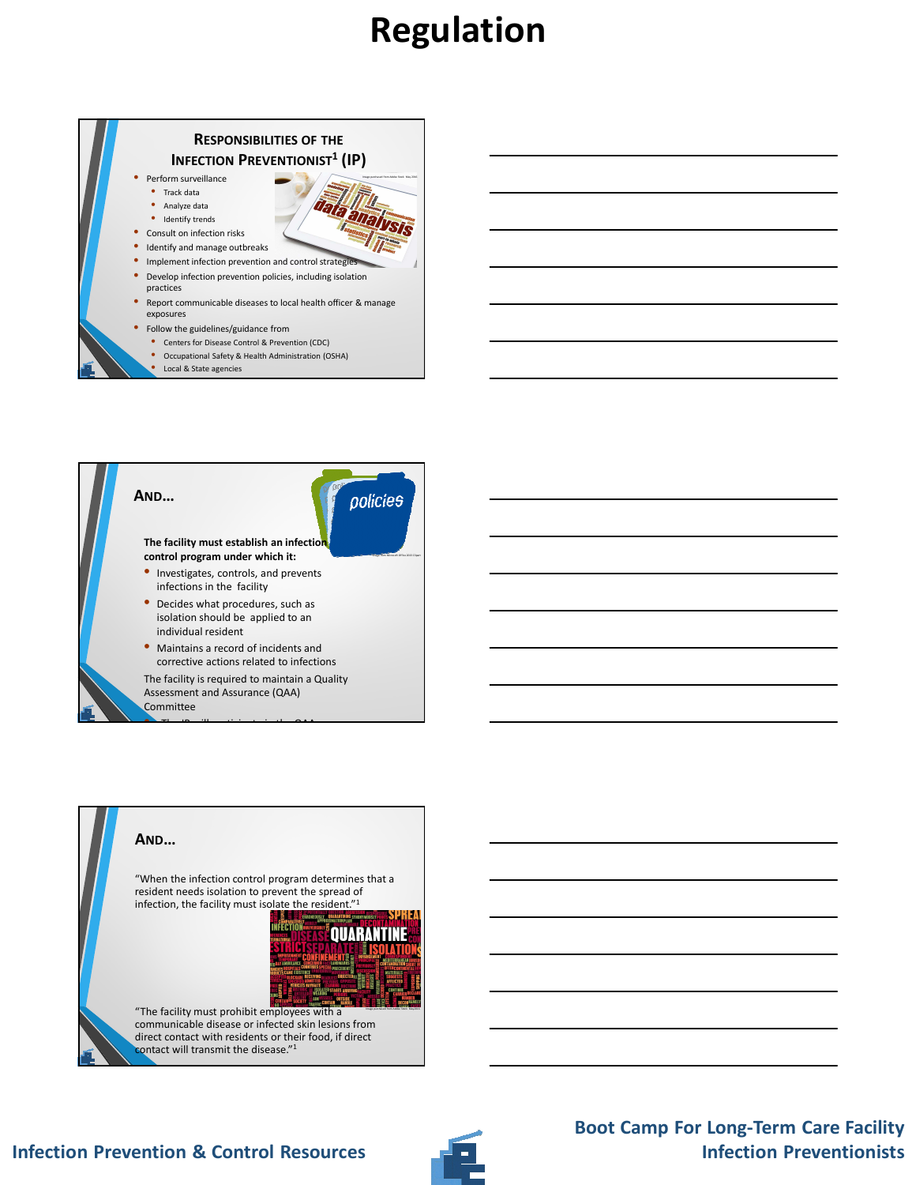# Regulation

## Responsibilities of the Infection Preventionist[1] (IP)

- Perform surveillance
  - Track data
  - Analyze data
  - Identify trends
- Consult on infection risks
- Identify and manage outbreaks
- Implement infection prevention and control strategies
- Develop infection prevention policies, including isolation practices
- Report communicable diseases to local health officer & manage exposures
- Follow the guidelines/guidance from
  - Centers for Disease Control & Prevention (CDC)
  - Occupational Safety & Health Administration (OSHA)
  - Local & State agencies

## And…

**The facility must establish an infection control program under which it:**

- Investigates, controls, and prevents infections in the facility
- Decides what procedures, such as isolation should be applied to an individual resident
- Maintains a record of incidents and corrective actions related to infections

The facility is required to maintain a Quality Assessment and Assurance (QAA) Committee

## And…

"When the infection control program determines that a resident needs isolation to prevent the spread of infection, the facility must isolate the resident."[1]

"The facility must prohibit employees with a communicable disease or infected skin lesions from direct contact with residents or their food, if direct contact will transmit the disease."[1]

Infection Prevention & Control Resources

Boot Camp For Long-Term Care Facility Infection Preventionists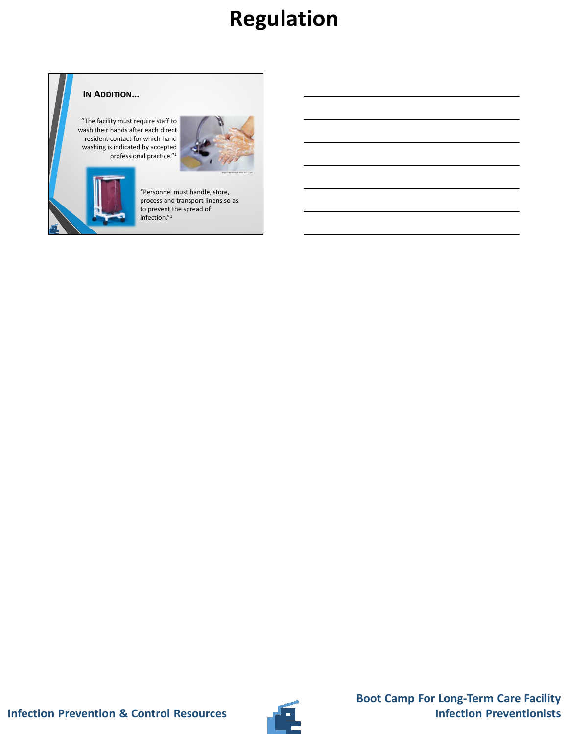# Regulation

### In Addition…

"The facility must require staff to wash their hands after each direct resident contact for which hand washing is indicated by accepted professional practice."[1]

Images from Microsoft Office 2010 Clipart

"Personnel must handle, store, process and transport linens so as to prevent the spread of infection."[1]